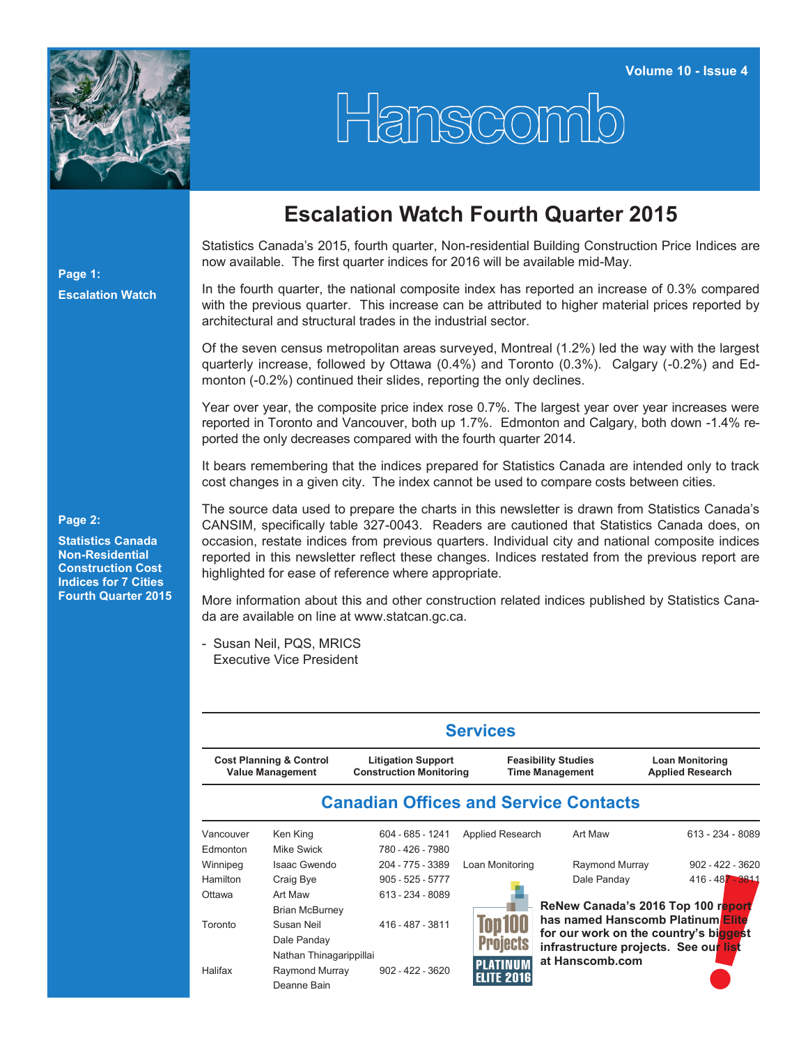# Hanscomb

Volume 10 - Issue 4

**Page 1:**

**Escalation Watch**

**Page 2:**

**Statistics Canada Non-Residential Construction Cost Indices for 7 Cities Fourth Quarter 2015**

## Escalation Watch Fourth Quarter 2015

Statistics Canada's 2015, fourth quarter, Non-residential Building Construction Price Indices are now available. The first quarter indices for 2016 will be available mid-May.

In the fourth quarter, the national composite index has reported an increase of 0.3% compared with the previous quarter. This increase can be attributed to higher material prices reported by architectural and structural trades in the industrial sector.

Of the seven census metropolitan areas surveyed, Montreal (1.2%) led the way with the largest quarterly increase, followed by Ottawa (0.4%) and Toronto (0.3%). Calgary (-0.2%) and Edmonton (-0.2%) continued their slides, reporting the only declines.

Year over year, the composite price index rose 0.7%. The largest year over year increases were reported in Toronto and Vancouver, both up 1.7%. Edmonton and Calgary, both down -1.4% reported the only decreases compared with the fourth quarter 2014.

It bears remembering that the indices prepared for Statistics Canada are intended only to track cost changes in a given city. The index cannot be used to compare costs between cities.

The source data used to prepare the charts in this newsletter is drawn from Statistics Canada's CANSIM, specifically table 327-0043. Readers are cautioned that Statistics Canada does, on occasion, restate indices from previous quarters. Individual city and national composite indices reported in this newsletter reflect these changes. Indices restated from the previous report are highlighted for ease of reference where appropriate.

More information about this and other construction related indices published by Statistics Canada are available on line at www.statcan.gc.ca.

- Susan Neil, PQS, MRICS
  Executive Vice President

## Services

| Cost Planning & Control<br>Value Management | Litigation Support<br>Construction Monitoring | Feasibility Studies<br>Time Management | Loan Monitoring<br>Applied Research |
|---|---|---|---|

## Canadian Offices and Service Contacts

| Office | Contact | Phone |
|---|---|---|
| Vancouver | Ken King | 604 - 685 - 1241 |
| Edmonton | Mike Swick | 780 - 426 - 7980 |
| Winnipeg | Isaac Gwendo | 204 - 775 - 3389 |
| Hamilton | Craig Bye | 905 - 525 - 5777 |
| Ottawa | Art Maw<br>Brian McBurney | 613 - 234 - 8089 |
| Toronto | Susan Neil<br>Dale Panday<br>Nathan Thinagarippillai | 416 - 487 - 3811 |
| Halifax | Raymond Murray<br>Deanne Bain | 902 - 422 - 3620 |

| Service | Contact | Phone |
|---|---|---|
| Applied Research | Art Maw | 613 - 234 - 8089 |
| Loan Monitoring | Raymond Murray | 902 - 422 - 3620 |
| | Dale Panday | 416 - 487 - 3811 |

Top100 Projects PLATINUM ELITE 2016

**ReNew Canada's 2016 Top 100 report has named Hanscomb Platinum Elite for our work on the country's biggest infrastructure projects. See our list at Hanscomb.com**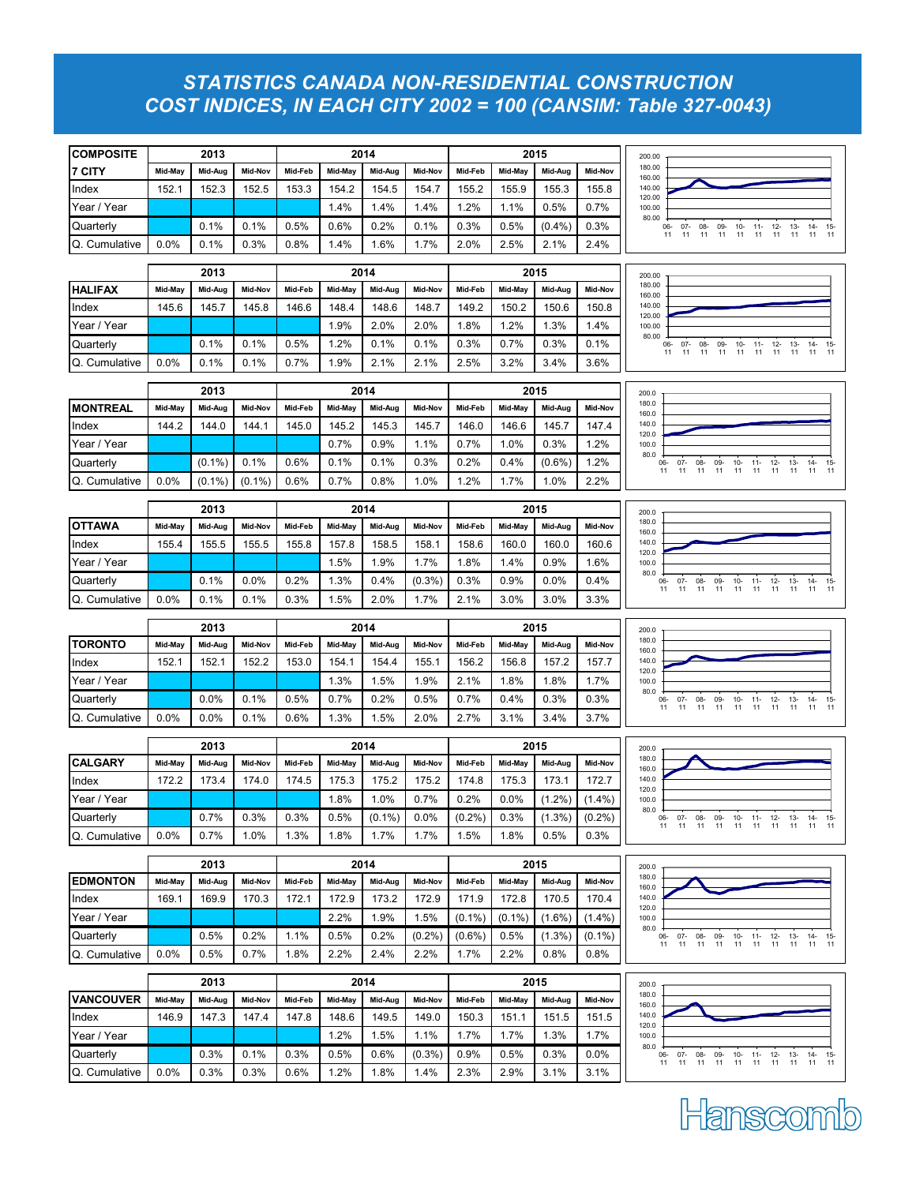# STATISTICS CANADA NON-RESIDENTIAL CONSTRUCTION COST INDICES, IN EACH CITY 2002 = 100 (CANSIM: Table 327-0043)

| COMPOSITE | 2013 | | | 2014 | | | | 2015 | | | |
|---|---|---|---|---|---|---|---|---|---|---|---|
| 7 CITY | Mid-May | Mid-Aug | Mid-Nov | Mid-Feb | Mid-May | Mid-Aug | Mid-Nov | Mid-Feb | Mid-May | Mid-Aug | Mid-Nov |
| Index | 152.1 | 152.3 | 152.5 | 153.3 | 154.2 | 154.5 | 154.7 | 155.2 | 155.9 | 155.3 | 155.8 |
| Year / Year | | | | | 1.4% | 1.4% | 1.4% | 1.2% | 1.1% | 0.5% | 0.7% |
| Quarterly | | 0.1% | 0.1% | 0.5% | 0.6% | 0.2% | 0.1% | 0.3% | 0.5% | (0.4%) | 0.3% |
| Q. Cumulative | 0.0% | 0.1% | 0.3% | 0.8% | 1.4% | 1.6% | 1.7% | 2.0% | 2.5% | 2.1% | 2.4% |

200.00
180.00
160.00
140.00
120.00
100.00
80.00
06-11 07-11 08-11 09-11 10-11 11-11 12-11 13-11 14-11 15-11

| | 2013 | | | 2014 | | | | 2015 | | | |
|---|---|---|---|---|---|---|---|---|---|---|---|
| HALIFAX | Mid-May | Mid-Aug | Mid-Nov | Mid-Feb | Mid-May | Mid-Aug | Mid-Nov | Mid-Feb | Mid-May | Mid-Aug | Mid-Nov |
| Index | 145.6 | 145.7 | 145.8 | 146.6 | 148.4 | 148.6 | 148.7 | 149.2 | 150.2 | 150.6 | 150.8 |
| Year / Year | | | | | 1.9% | 2.0% | 2.0% | 1.8% | 1.2% | 1.3% | 1.4% |
| Quarterly | | 0.1% | 0.1% | 0.5% | 1.2% | 0.1% | 0.1% | 0.3% | 0.7% | 0.3% | 0.1% |
| Q. Cumulative | 0.0% | 0.1% | 0.1% | 0.7% | 1.9% | 2.1% | 2.1% | 2.5% | 3.2% | 3.4% | 3.6% |

200.00
180.00
160.00
140.00
120.00
100.00
80.00
06-11 07-11 08-11 09-11 10-11 11-11 12-11 13-11 14-11 15-11

| | 2013 | | | 2014 | | | | 2015 | | | |
|---|---|---|---|---|---|---|---|---|---|---|---|
| MONTREAL | Mid-May | Mid-Aug | Mid-Nov | Mid-Feb | Mid-May | Mid-Aug | Mid-Nov | Mid-Feb | Mid-May | Mid-Aug | Mid-Nov |
| Index | 144.2 | 144.0 | 144.1 | 145.0 | 145.2 | 145.3 | 145.7 | 146.0 | 146.6 | 145.7 | 147.4 |
| Year / Year | | | | | 0.7% | 0.9% | 1.1% | 0.7% | 1.0% | 0.3% | 1.2% |
| Quarterly | | (0.1%) | 0.1% | 0.6% | 0.1% | 0.1% | 0.3% | 0.2% | 0.4% | (0.6%) | 1.2% |
| Q. Cumulative | 0.0% | (0.1%) | (0.1%) | 0.6% | 0.7% | 0.8% | 1.0% | 1.2% | 1.7% | 1.0% | 2.2% |

200.0
180.0
160.0
140.0
120.0
100.0
80.0
06-11 07-11 08-11 09-11 10-11 11-11 12-11 13-11 14-11 15-11

| | 2013 | | | 2014 | | | | 2015 | | | |
|---|---|---|---|---|---|---|---|---|---|---|---|
| OTTAWA | Mid-May | Mid-Aug | Mid-Nov | Mid-Feb | Mid-May | Mid-Aug | Mid-Nov | Mid-Feb | Mid-May | Mid-Aug | Mid-Nov |
| Index | 155.4 | 155.5 | 155.5 | 155.8 | 157.8 | 158.5 | 158.1 | 158.6 | 160.0 | 160.0 | 160.6 |
| Year / Year | | | | | 1.5% | 1.9% | 1.7% | 1.8% | 1.4% | 0.9% | 1.6% |
| Quarterly | | 0.1% | 0.0% | 0.2% | 1.3% | 0.4% | (0.3%) | 0.3% | 0.9% | 0.0% | 0.4% |
| Q. Cumulative | 0.0% | 0.1% | 0.1% | 0.3% | 1.5% | 2.0% | 1.7% | 2.1% | 3.0% | 3.0% | 3.3% |

200.0
180.0
160.0
140.0
120.0
100.0
80.0
06-11 07-11 08-11 09-11 10-11 11-11 12-11 13-11 14-11 15-11

| | 2013 | | | 2014 | | | | 2015 | | | |
|---|---|---|---|---|---|---|---|---|---|---|---|
| TORONTO | Mid-May | Mid-Aug | Mid-Nov | Mid-Feb | Mid-May | Mid-Aug | Mid-Nov | Mid-Feb | Mid-May | Mid-Aug | Mid-Nov |
| Index | 152.1 | 152.1 | 152.2 | 153.0 | 154.1 | 154.4 | 155.1 | 156.2 | 156.8 | 157.2 | 157.7 |
| Year / Year | | | | | 1.3% | 1.5% | 1.9% | 2.1% | 1.8% | 1.8% | 1.7% |
| Quarterly | | 0.0% | 0.1% | 0.5% | 0.7% | 0.2% | 0.5% | 0.7% | 0.4% | 0.3% | 0.3% |
| Q. Cumulative | 0.0% | 0.0% | 0.1% | 0.6% | 1.3% | 1.5% | 2.0% | 2.7% | 3.1% | 3.4% | 3.7% |

200.0
180.0
160.0
140.0
120.0
100.0
80.0
06-11 07-11 08-11 09-11 10-11 11-11 12-11 13-11 14-11 15-11

| | 2013 | | | 2014 | | | | 2015 | | | |
|---|---|---|---|---|---|---|---|---|---|---|---|
| CALGARY | Mid-May | Mid-Aug | Mid-Nov | Mid-Feb | Mid-May | Mid-Aug | Mid-Nov | Mid-Feb | Mid-May | Mid-Aug | Mid-Nov |
| Index | 172.2 | 173.4 | 174.0 | 174.5 | 175.3 | 175.2 | 175.2 | 174.8 | 175.3 | 173.1 | 172.7 |
| Year / Year | | | | | 1.8% | 1.0% | 0.7% | 0.2% | 0.0% | (1.2%) | (1.4%) |
| Quarterly | | 0.7% | 0.3% | 0.3% | 0.5% | (0.1%) | 0.0% | (0.2%) | 0.3% | (1.3%) | (0.2%) |
| Q. Cumulative | 0.0% | 0.7% | 1.0% | 1.3% | 1.8% | 1.7% | 1.7% | 1.5% | 1.8% | 0.5% | 0.3% |

200.0
180.0
160.0
140.0
120.0
100.0
80.0
06-11 07-11 08-11 09-11 10-11 11-11 12-11 13-11 14-11 15-11

| | 2013 | | | 2014 | | | | 2015 | | | |
|---|---|---|---|---|---|---|---|---|---|---|---|
| EDMONTON | Mid-May | Mid-Aug | Mid-Nov | Mid-Feb | Mid-May | Mid-Aug | Mid-Nov | Mid-Feb | Mid-May | Mid-Aug | Mid-Nov |
| Index | 169.1 | 169.9 | 170.3 | 172.1 | 172.9 | 173.2 | 172.9 | 171.9 | 172.8 | 170.5 | 170.4 |
| Year / Year | | | | | 2.2% | 1.9% | 1.5% | (0.1%) | (0.1%) | (1.6%) | (1.4%) |
| Quarterly | | 0.5% | 0.2% | 1.1% | 0.5% | 0.2% | (0.2%) | (0.6%) | 0.5% | (1.3%) | (0.1%) |
| Q. Cumulative | 0.0% | 0.5% | 0.7% | 1.8% | 2.2% | 2.4% | 2.2% | 1.7% | 2.2% | 0.8% | 0.8% |

200.0
180.0
160.0
140.0
120.0
100.0
80.0
06-11 07-11 08-11 09-11 10-11 11-11 12-11 13-11 14-11 15-11

| | 2013 | | | 2014 | | | | 2015 | | | |
|---|---|---|---|---|---|---|---|---|---|---|---|
| VANCOUVER | Mid-May | Mid-Aug | Mid-Nov | Mid-Feb | Mid-May | Mid-Aug | Mid-Nov | Mid-Feb | Mid-May | Mid-Aug | Mid-Nov |
| Index | 146.9 | 147.3 | 147.4 | 147.8 | 148.6 | 149.5 | 149.0 | 150.3 | 151.1 | 151.5 | 151.5 |
| Year / Year | | | | | 1.2% | 1.5% | 1.1% | 1.7% | 1.7% | 1.3% | 1.7% |
| Quarterly | | 0.3% | 0.1% | 0.3% | 0.5% | 0.6% | (0.3%) | 0.9% | 0.5% | 0.3% | 0.0% |
| Q. Cumulative | 0.0% | 0.3% | 0.3% | 0.6% | 1.2% | 1.8% | 1.4% | 2.3% | 2.9% | 3.1% | 3.1% |

200.0
180.0
160.0
140.0
120.0
100.0
80.0
06-11 07-11 08-11 09-11 10-11 11-11 12-11 13-11 14-11 15-11

Hanscomb